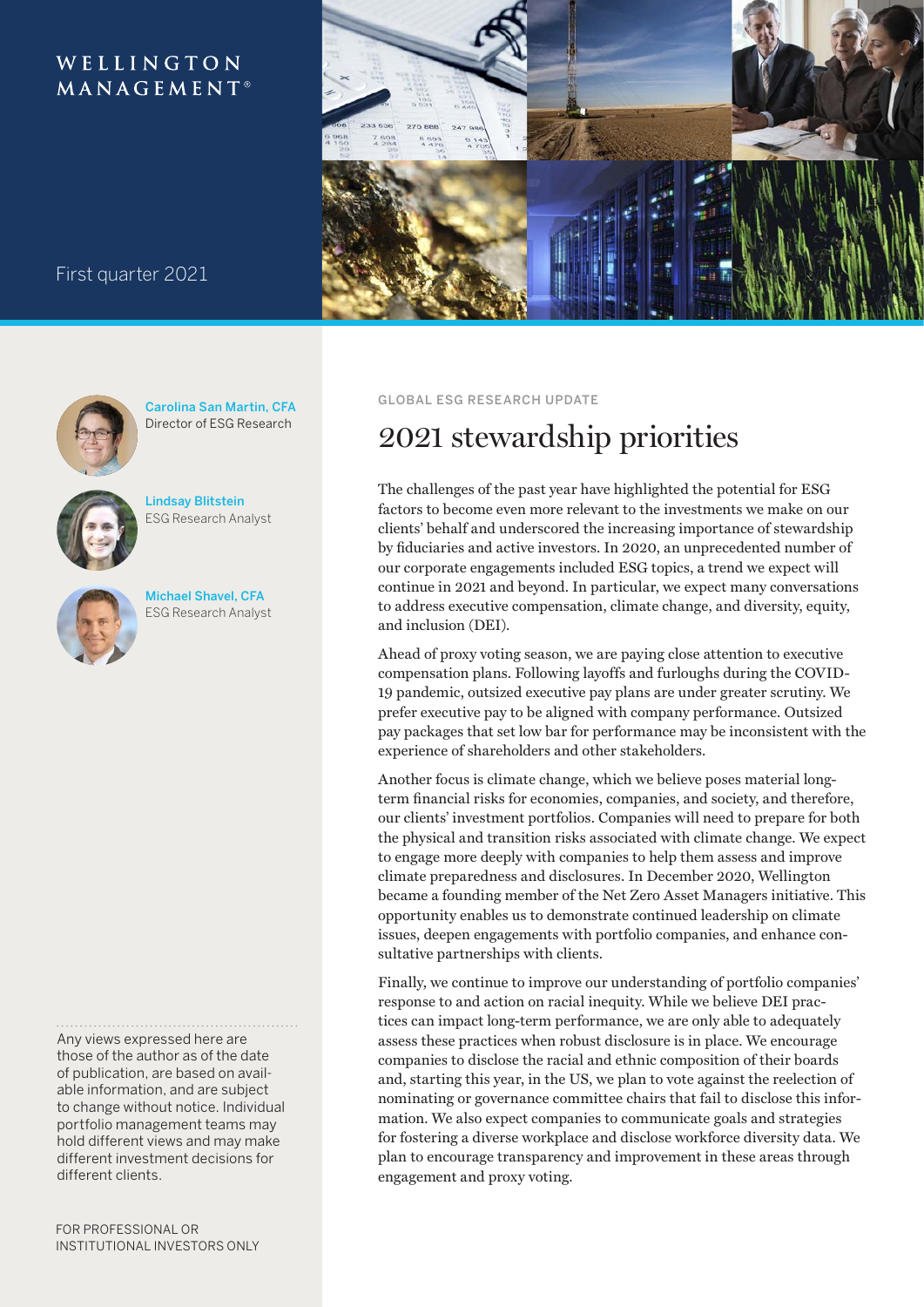WELLINGTON MANAGEMENT®

First quarter 2021

**Carolina San Martin, CFA**
Director of ESG Research

**Lindsay Blitstein**
ESG Research Analyst

**Michael Shavel, CFA**
ESG Research Analyst

GLOBAL ESG RESEARCH UPDATE

# 2021 stewardship priorities

The challenges of the past year have highlighted the potential for ESG factors to become even more relevant to the investments we make on our clients' behalf and underscored the increasing importance of stewardship by fiduciaries and active investors. In 2020, an unprecedented number of our corporate engagements included ESG topics, a trend we expect will continue in 2021 and beyond. In particular, we expect many conversations to address executive compensation, climate change, and diversity, equity, and inclusion (DEI).

Ahead of proxy voting season, we are paying close attention to executive compensation plans. Following layoffs and furloughs during the COVID-19 pandemic, outsized executive pay plans are under greater scrutiny. We prefer executive pay to be aligned with company performance. Outsized pay packages that set low bar for performance may be inconsistent with the experience of shareholders and other stakeholders.

Another focus is climate change, which we believe poses material long-term financial risks for economies, companies, and society, and therefore, our clients' investment portfolios. Companies will need to prepare for both the physical and transition risks associated with climate change. We expect to engage more deeply with companies to help them assess and improve climate preparedness and disclosures. In December 2020, Wellington became a founding member of the Net Zero Asset Managers initiative. This opportunity enables us to demonstrate continued leadership on climate issues, deepen engagements with portfolio companies, and enhance consultative partnerships with clients.

Finally, we continue to improve our understanding of portfolio companies' response to and action on racial inequity. While we believe DEI practices can impact long-term performance, we are only able to adequately assess these practices when robust disclosure is in place. We encourage companies to disclose the racial and ethnic composition of their boards and, starting this year, in the US, we plan to vote against the reelection of nominating or governance committee chairs that fail to disclose this information. We also expect companies to communicate goals and strategies for fostering a diverse workplace and disclose workforce diversity data. We plan to encourage transparency and improvement in these areas through engagement and proxy voting.

Any views expressed here are those of the author as of the date of publication, are based on available information, and are subject to change without notice. Individual portfolio management teams may hold different views and may make different investment decisions for different clients.

FOR PROFESSIONAL OR INSTITUTIONAL INVESTORS ONLY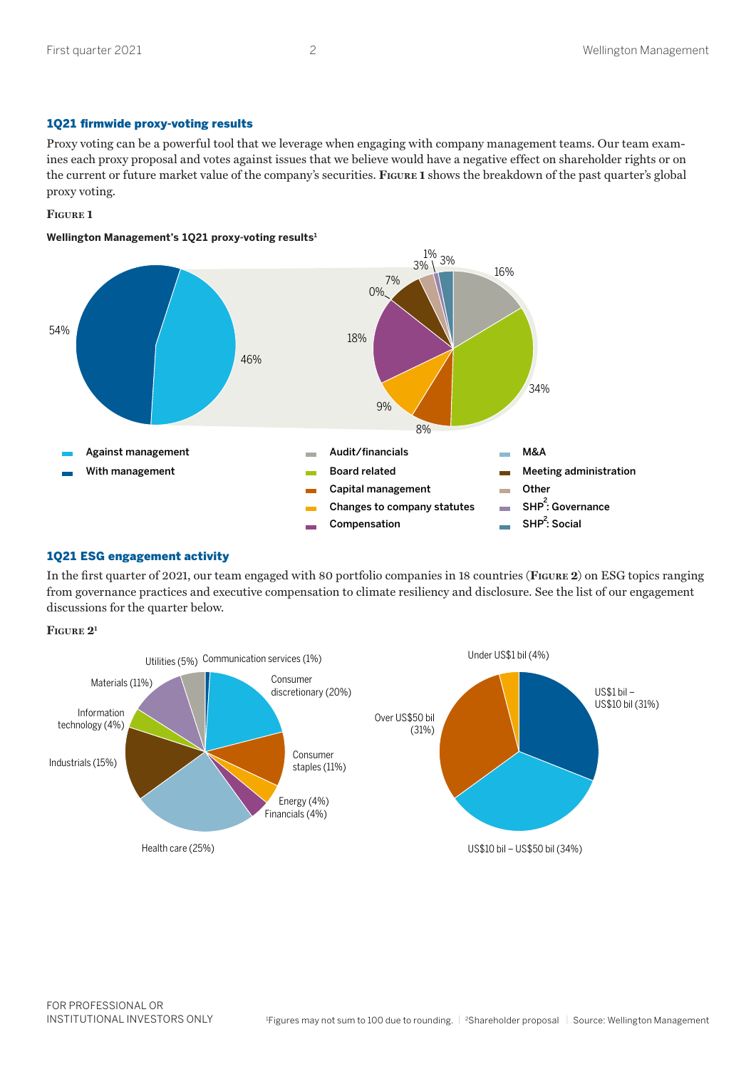### 1Q21 firmwide proxy-voting results

Proxy voting can be a powerful tool that we leverage when engaging with company management teams. Our team examines each proxy proposal and votes against issues that we believe would have a negative effect on shareholder rights or on the current or future market value of the company's securities. **Figure 1** shows the breakdown of the past quarter's global proxy voting.

**Figure 1**

**Wellington Management's 1Q21 proxy-voting results[1]**

| Category | % |
|---|---|
| Against management | 46% |
| With management | 54% |

Breakdown of votes against management:

| Category | % |
|---|---|
| Audit/financials | 16% |
| Board related | 34% |
| Capital management | 8% |
| Changes to company statutes | 9% |
| Compensation | 18% |
| M&A | 0% |
| Meeting administration | 7% |
| Other | 3% |
| SHP[2]: Governance | 1% |
| SHP[2]: Social | 3% |

### 1Q21 ESG engagement activity

In the first quarter of 2021, our team engaged with 80 portfolio companies in 18 countries (**Figure 2**) on ESG topics ranging from governance practices and executive compensation to climate resiliency and disclosure. See the list of our engagement discussions for the quarter below.

**Figure 2[1]**

| Sector | % |
|---|---|
| Communication services | 1% |
| Consumer discretionary | 20% |
| Consumer staples | 11% |
| Energy | 4% |
| Financials | 4% |
| Health care | 25% |
| Industrials | 15% |
| Information technology | 4% |
| Materials | 11% |
| Utilities | 5% |

| Market capitalization | % |
|---|---|
| Under US$1 bil | 4% |
| US$1 bil – US$10 bil | 31% |
| US$10 bil – US$50 bil | 34% |
| Over US$50 bil | 31% |

[1]Figures may not sum to 100 due to rounding. | [2]Shareholder proposal | Source: Wellington Management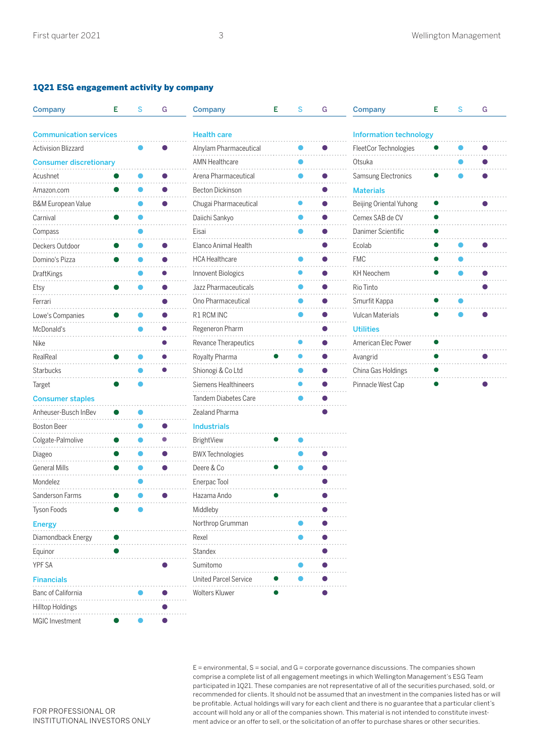## 1Q21 ESG engagement activity by company

| Company | E | S | G |
|---|---|---|---|
| **Communication services** | | | |
| Activision Blizzard | | ● | ● |
| **Consumer discretionary** | | | |
| Acushnet | ● | ● | ● |
| Amazon.com | ● | ● | ● |
| B&M European Value | | ● | ● |
| Carnival | ● | ● | |
| Compass | | ● | |
| Deckers Outdoor | ● | ● | ● |
| Domino's Pizza | ● | ● | ● |
| DraftKings | | ● | ● |
| Etsy | ● | ● | ● |
| Ferrari | | | ● |
| Lowe's Companies | ● | ● | ● |
| McDonald's | | ● | ● |
| Nike | | | ● |
| RealReal | ● | ● | ● |
| Starbucks | | ● | ● |
| Target | ● | ● | |
| **Consumer staples** | | | |
| Anheuser-Busch InBev | ● | ● | |
| Boston Beer | | ● | ● |
| Colgate-Palmolive | ● | ● | ● |
| Diageo | ● | ● | ● |
| General Mills | ● | ● | ● |
| Mondelez | | ● | |
| Sanderson Farms | ● | ● | ● |
| Tyson Foods | ● | ● | |
| **Energy** | | | |
| Diamondback Energy | ● | | |
| Equinor | ● | | |
| YPF SA | | | ● |
| **Financials** | | | |
| Banc of California | | ● | ● |
| Hilltop Holdings | | | ● |
| MGIC Investment | ● | ● | ● |
| **Health care** | | | |
| Alnylam Pharmaceutical | | ● | ● |
| AMN Healthcare | | ● | |
| Arena Pharmaceutical | | ● | ● |
| Becton Dickinson | | | ● |
| Chugai Pharmaceutical | | ● | ● |
| Daiichi Sankyo | | ● | ● |
| Eisai | | ● | ● |
| Elanco Animal Health | | | ● |
| HCA Healthcare | | ● | ● |
| Innovent Biologics | | ● | ● |
| Jazz Pharmaceuticals | | ● | ● |
| Ono Pharmaceutical | | ● | ● |
| R1 RCM INC | | ● | ● |
| Regeneron Pharm | | | ● |
| Revance Therapeutics | | ● | ● |
| Royalty Pharma | ● | ● | ● |
| Shionogi & Co Ltd | | ● | ● |
| Siemens Healthineers | | ● | ● |
| Tandem Diabetes Care | | ● | ● |
| Zealand Pharma | | | ● |
| **Industrials** | | | |
| BrightView | ● | ● | |
| BWX Technologies | | ● | ● |
| Deere & Co | ● | ● | ● |
| Enerpac Tool | | | ● |
| Hazama Ando | ● | | ● |
| Middleby | | | ● |
| Northrop Grumman | | ● | ● |
| Rexel | | ● | ● |
| Standex | | | ● |
| Sumitomo | | ● | ● |
| United Parcel Service | ● | ● | ● |
| Wolters Kluwer | ● | | ● |
| **Information technology** | | | |
| FleetCor Technologies | ● | ● | ● |
| Otsuka | | ● | ● |
| Samsung Electronics | ● | ● | ● |
| **Materials** | | | |
| Beijing Oriental Yuhong | ● | | ● |
| Cemex SAB de CV | ● | | |
| Danimer Scientific | ● | | |
| Ecolab | ● | ● | ● |
| FMC | ● | ● | |
| KH Neochem | ● | ● | ● |
| Rio Tinto | | | ● |
| Smurfit Kappa | ● | ● | |
| Vulcan Materials | ● | ● | ● |
| **Utilities** | | | |
| American Elec Power | ● | | |
| Avangrid | ● | | ● |
| China Gas Holdings | ● | | |
| Pinnacle West Cap | ● | | ● |

E = environmental, S = social, and G = corporate governance discussions. The companies shown comprise a complete list of all engagement meetings in which Wellington Management's ESG Team participated in 1Q21. These companies are not representative of all of the securities purchased, sold, or recommended for clients. It should not be assumed that an investment in the companies listed has or will be profitable. Actual holdings will vary for each client and there is no guarantee that a particular client's account will hold any or all of the companies shown. This material is not intended to constitute investment advice or an offer to sell, or the solicitation of an offer to purchase shares or other securities.

FOR PROFESSIONAL OR INSTITUTIONAL INVESTORS ONLY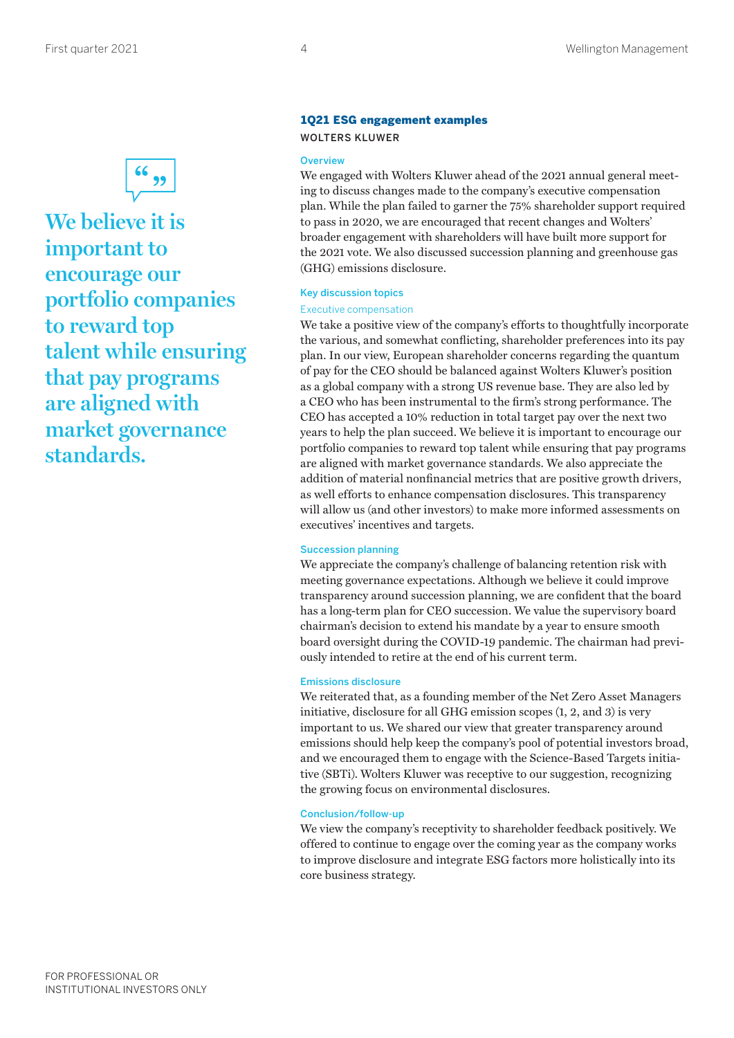> We believe it is important to encourage our portfolio companies to reward top talent while ensuring that pay programs are aligned with market governance standards.

## 1Q21 ESG engagement examples

### WOLTERS KLUWER

#### Overview

We engaged with Wolters Kluwer ahead of the 2021 annual general meeting to discuss changes made to the company's executive compensation plan. While the plan failed to garner the 75% shareholder support required to pass in 2020, we are encouraged that recent changes and Wolters' broader engagement with shareholders will have built more support for the 2021 vote. We also discussed succession planning and greenhouse gas (GHG) emissions disclosure.

#### Key discussion topics

##### Executive compensation

We take a positive view of the company's efforts to thoughtfully incorporate the various, and somewhat conflicting, shareholder preferences into its pay plan. In our view, European shareholder concerns regarding the quantum of pay for the CEO should be balanced against Wolters Kluwer's position as a global company with a strong US revenue base. They are also led by a CEO who has been instrumental to the firm's strong performance. The CEO has accepted a 10% reduction in total target pay over the next two years to help the plan succeed. We believe it is important to encourage our portfolio companies to reward top talent while ensuring that pay programs are aligned with market governance standards. We also appreciate the addition of material nonfinancial metrics that are positive growth drivers, as well efforts to enhance compensation disclosures. This transparency will allow us (and other investors) to make more informed assessments on executives' incentives and targets.

#### Succession planning

We appreciate the company's challenge of balancing retention risk with meeting governance expectations. Although we believe it could improve transparency around succession planning, we are confident that the board has a long-term plan for CEO succession. We value the supervisory board chairman's decision to extend his mandate by a year to ensure smooth board oversight during the COVID-19 pandemic. The chairman had previously intended to retire at the end of his current term.

#### Emissions disclosure

We reiterated that, as a founding member of the Net Zero Asset Managers initiative, disclosure for all GHG emission scopes (1, 2, and 3) is very important to us. We shared our view that greater transparency around emissions should help keep the company's pool of potential investors broad, and we encouraged them to engage with the Science-Based Targets initiative (SBTi). Wolters Kluwer was receptive to our suggestion, recognizing the growing focus on environmental disclosures.

#### Conclusion/follow-up

We view the company's receptivity to shareholder feedback positively. We offered to continue to engage over the coming year as the company works to improve disclosure and integrate ESG factors more holistically into its core business strategy.

FOR PROFESSIONAL OR INSTITUTIONAL INVESTORS ONLY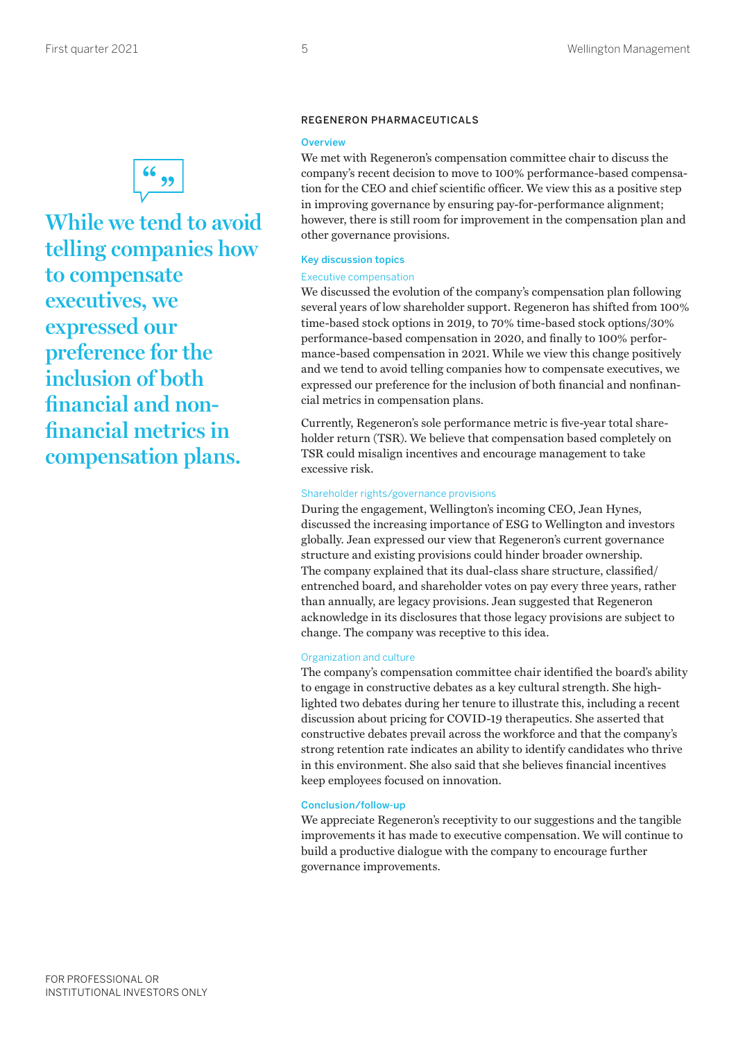> While we tend to avoid telling companies how to compensate executives, we expressed our preference for the inclusion of both financial and non-financial metrics in compensation plans.

## REGENERON PHARMACEUTICALS

### Overview

We met with Regeneron's compensation committee chair to discuss the company's recent decision to move to 100% performance-based compensation for the CEO and chief scientific officer. We view this as a positive step in improving governance by ensuring pay-for-performance alignment; however, there is still room for improvement in the compensation plan and other governance provisions.

### Key discussion topics

#### Executive compensation

We discussed the evolution of the company's compensation plan following several years of low shareholder support. Regeneron has shifted from 100% time-based stock options in 2019, to 70% time-based stock options/30% performance-based compensation in 2020, and finally to 100% performance-based compensation in 2021. While we view this change positively and we tend to avoid telling companies how to compensate executives, we expressed our preference for the inclusion of both financial and nonfinancial metrics in compensation plans.

Currently, Regeneron's sole performance metric is five-year total shareholder return (TSR). We believe that compensation based completely on TSR could misalign incentives and encourage management to take excessive risk.

#### Shareholder rights/governance provisions

During the engagement, Wellington's incoming CEO, Jean Hynes, discussed the increasing importance of ESG to Wellington and investors globally. Jean expressed our view that Regeneron's current governance structure and existing provisions could hinder broader ownership. The company explained that its dual-class share structure, classified/entrenched board, and shareholder votes on pay every three years, rather than annually, are legacy provisions. Jean suggested that Regeneron acknowledge in its disclosures that those legacy provisions are subject to change. The company was receptive to this idea.

#### Organization and culture

The company's compensation committee chair identified the board's ability to engage in constructive debates as a key cultural strength. She highlighted two debates during her tenure to illustrate this, including a recent discussion about pricing for COVID-19 therapeutics. She asserted that constructive debates prevail across the workforce and that the company's strong retention rate indicates an ability to identify candidates who thrive in this environment. She also said that she believes financial incentives keep employees focused on innovation.

### Conclusion/follow-up

We appreciate Regeneron's receptivity to our suggestions and the tangible improvements it has made to executive compensation. We will continue to build a productive dialogue with the company to encourage further governance improvements.

FOR PROFESSIONAL OR INSTITUTIONAL INVESTORS ONLY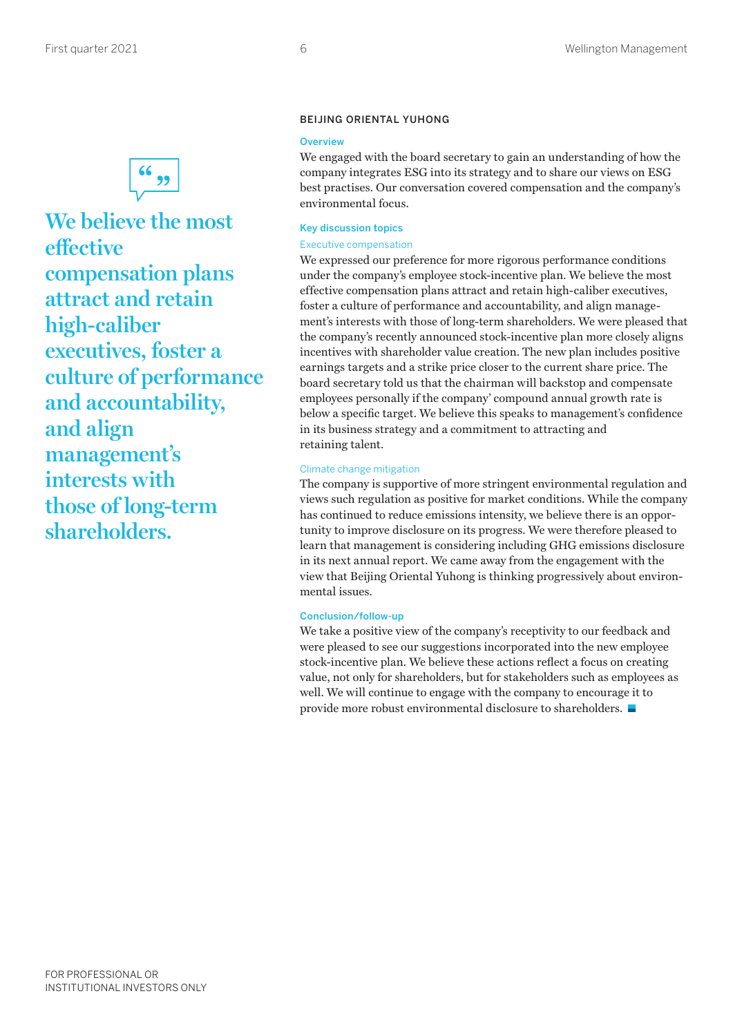> **We believe the most effective compensation plans attract and retain high-caliber executives, foster a culture of performance and accountability, and align management's interests with those of long-term shareholders.**

## BEIJING ORIENTAL YUHONG

### Overview

We engaged with the board secretary to gain an understanding of how the company integrates ESG into its strategy and to share our views on ESG best practises. Our conversation covered compensation and the company's environmental focus.

### Key discussion topics

#### Executive compensation

We expressed our preference for more rigorous performance conditions under the company's employee stock-incentive plan. We believe the most effective compensation plans attract and retain high-caliber executives, foster a culture of performance and accountability, and align management's interests with those of long-term shareholders. We were pleased that the company's recently announced stock-incentive plan more closely aligns incentives with shareholder value creation. The new plan includes positive earnings targets and a strike price closer to the current share price. The board secretary told us that the chairman will backstop and compensate employees personally if the company' compound annual growth rate is below a specific target. We believe this speaks to management's confidence in its business strategy and a commitment to attracting and retaining talent.

#### Climate change mitigation

The company is supportive of more stringent environmental regulation and views such regulation as positive for market conditions. While the company has continued to reduce emissions intensity, we believe there is an opportunity to improve disclosure on its progress. We were therefore pleased to learn that management is considering including GHG emissions disclosure in its next annual report. We came away from the engagement with the view that Beijing Oriental Yuhong is thinking progressively about environmental issues.

### Conclusion/follow-up

We take a positive view of the company's receptivity to our feedback and were pleased to see our suggestions incorporated into the new employee stock-incentive plan. We believe these actions reflect a focus on creating value, not only for shareholders, but for stakeholders such as employees as well. We will continue to engage with the company to encourage it to provide more robust environmental disclosure to shareholders.

FOR PROFESSIONAL OR INSTITUTIONAL INVESTORS ONLY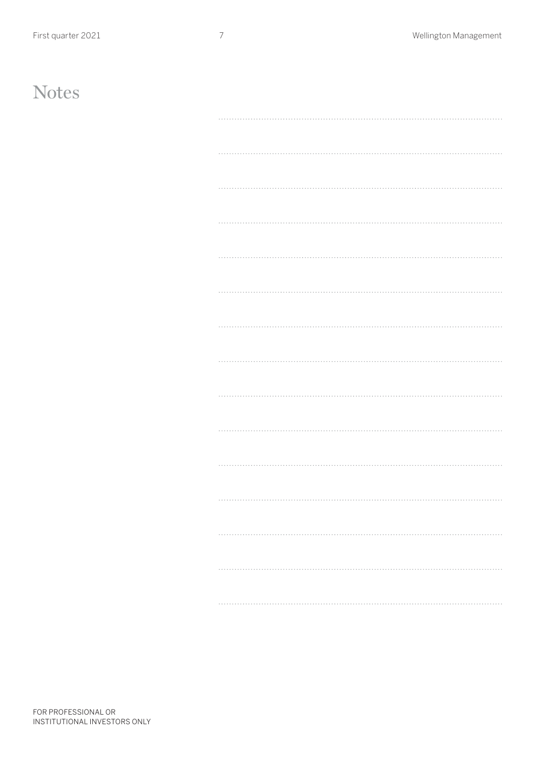# Notes

FOR PROFESSIONAL OR INSTITUTIONAL INVESTORS ONLY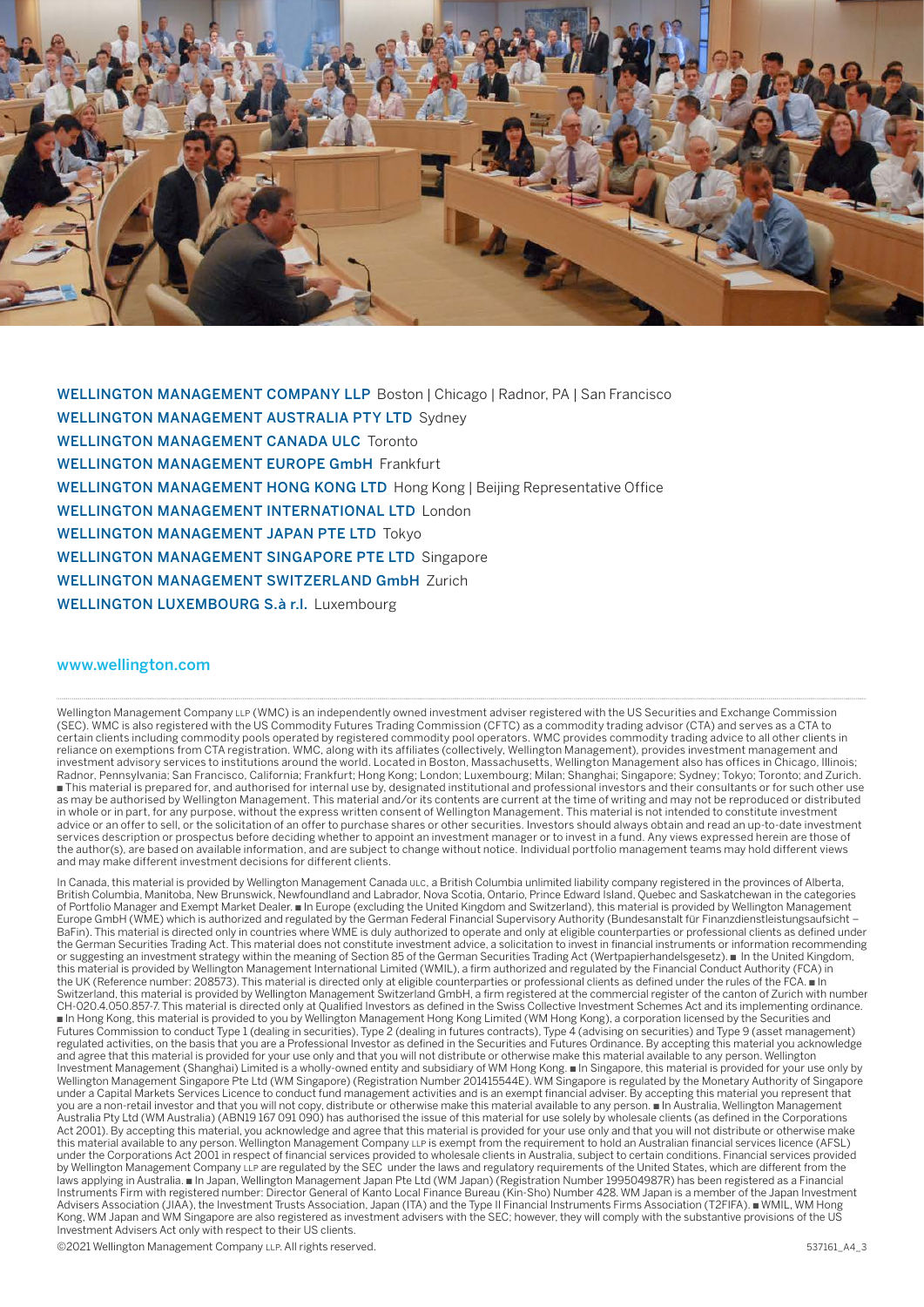**WELLINGTON MANAGEMENT COMPANY LLP** Boston | Chicago | Radnor, PA | San Francisco
**WELLINGTON MANAGEMENT AUSTRALIA PTY LTD** Sydney
**WELLINGTON MANAGEMENT CANADA ULC** Toronto
**WELLINGTON MANAGEMENT EUROPE GmbH** Frankfurt
**WELLINGTON MANAGEMENT HONG KONG LTD** Hong Kong | Beijing Representative Office
**WELLINGTON MANAGEMENT INTERNATIONAL LTD** London
**WELLINGTON MANAGEMENT JAPAN PTE LTD** Tokyo
**WELLINGTON MANAGEMENT SINGAPORE PTE LTD** Singapore
**WELLINGTON MANAGEMENT SWITZERLAND GmbH** Zurich
**WELLINGTON LUXEMBOURG S.à r.l.** Luxembourg

**www.wellington.com**

Wellington Management Company LLP (WMC) is an independently owned investment adviser registered with the US Securities and Exchange Commission (SEC). WMC is also registered with the US Commodity Futures Trading Commission (CFTC) as a commodity trading advisor (CTA) and serves as a CTA to certain clients including commodity pools operated by registered commodity pool operators. WMC provides commodity trading advice to all other clients in reliance on exemptions from CTA registration. WMC, along with its affiliates (collectively, Wellington Management), provides investment management and investment advisory services to institutions around the world. Located in Boston, Massachusetts, Wellington Management also has offices in Chicago, Illinois; Radnor, Pennsylvania; San Francisco, California; Frankfurt; Hong Kong; London; Luxembourg; Milan; Shanghai; Singapore; Sydney; Tokyo; Toronto; and Zurich. ■ This material is prepared for, and authorised for internal use by, designated institutional and professional investors and their consultants or for such other use as may be authorised by Wellington Management. This material and/or its contents are current at the time of writing and may not be reproduced or distributed in whole or in part, for any purpose, without the express written consent of Wellington Management. This material is not intended to constitute investment advice or an offer to sell, or the solicitation of an offer to purchase shares or other securities. Investors should always obtain and read an up-to-date investment services description or prospectus before deciding whether to appoint an investment manager or to invest in a fund. Any views expressed herein are those of the author(s), are based on available information, and are subject to change without notice. Individual portfolio management teams may hold different views and may make different investment decisions for different clients.

In Canada, this material is provided by Wellington Management Canada ULC, a British Columbia unlimited liability company registered in the provinces of Alberta, British Columbia, Manitoba, New Brunswick, Newfoundland and Labrador, Nova Scotia, Ontario, Prince Edward Island, Quebec and Saskatchewan in the categories of Portfolio Manager and Exempt Market Dealer. ■ In Europe (excluding the United Kingdom and Switzerland), this material is provided by Wellington Management Europe GmbH (WME) which is authorized and regulated by the German Federal Financial Supervisory Authority (Bundesanstalt für Finanzdienstleistungsaufsicht – BaFin). This material is directed only in countries where WME is duly authorized to operate and only at eligible counterparties or professional clients as defined under the German Securities Trading Act. This material does not constitute investment advice, a solicitation to invest in financial instruments or information recommending or suggesting an investment strategy within the meaning of Section 85 of the German Securities Trading Act (Wertpapierhandelsgesetz). ■ In the United Kingdom, this material is provided by Wellington Management International Limited (WMIL), a firm authorized and regulated by the Financial Conduct Authority (FCA) in the UK (Reference number: 208573). This material is directed only at eligible counterparties or professional clients as defined under the rules of the FCA. ■ In Switzerland, this material is provided by Wellington Management Switzerland GmbH, a firm registered at the commercial register of the canton of Zurich with number CH-020.4.050.857-7. This material is directed only at Qualified Investors as defined in the Swiss Collective Investment Schemes Act and its implementing ordinance. ■ In Hong Kong, this material is provided to you by Wellington Management Hong Kong Limited (WM Hong Kong), a corporation licensed by the Securities and Futures Commission to conduct Type 1 (dealing in securities), Type 2 (dealing in futures contracts), Type 4 (advising on securities) and Type 9 (asset management) regulated activities, on the basis that you are a Professional Investor as defined in the Securities and Futures Ordinance. By accepting this material you acknowledge and agree that this material is provided for your use only and that you will not distribute or otherwise make this material available to any person. Wellington Investment Management (Shanghai) Limited is a wholly-owned entity and subsidiary of WM Hong Kong. ■ In Singapore, this material is provided for your use only by Wellington Management Singapore Pte Ltd (WM Singapore) (Registration Number 201415544E). WM Singapore is regulated by the Monetary Authority of Singapore under a Capital Markets Services Licence to conduct fund management activities and is an exempt financial adviser. By accepting this material you represent that you are a non-retail investor and that you will not copy, distribute or otherwise make this material available to any person. ■ In Australia, Wellington Management Australia Pty Ltd (WM Australia) (ABN19 167 091 090) has authorised the issue of this material for use solely by wholesale clients (as defined in the Corporations Act 2001). By accepting this material, you acknowledge and agree that this material is provided for your use only and that you will not distribute or otherwise make this material available to any person. Wellington Management Company LLP is exempt from the requirement to hold an Australian financial services licence (AFSL) under the Corporations Act 2001 in respect of financial services provided to wholesale clients in Australia, subject to certain conditions. Financial services provided by Wellington Management Company LLP are regulated by the SEC under the laws and regulatory requirements of the United States, which are different from the laws applying in Australia. ■ In Japan, Wellington Management Japan Pte Ltd (WM Japan) (Registration Number 199504987R) has been registered as a Financial Instruments Firm with registered number: Director General of Kanto Local Finance Bureau (Kin-Sho) Number 428. WM Japan is a member of the Japan Investment Advisers Association (JIAA), the Investment Trusts Association, Japan (ITA) and the Type II Financial Instruments Firms Association (T2FIFA). ■ WMIL, WM Hong Kong, WM Japan and WM Singapore are also registered as investment advisers with the SEC; however, they will comply with the substantive provisions of the US Investment Advisers Act only with respect to their US clients.

©2021 Wellington Management Company LLP. All rights reserved.

537161_A4_3